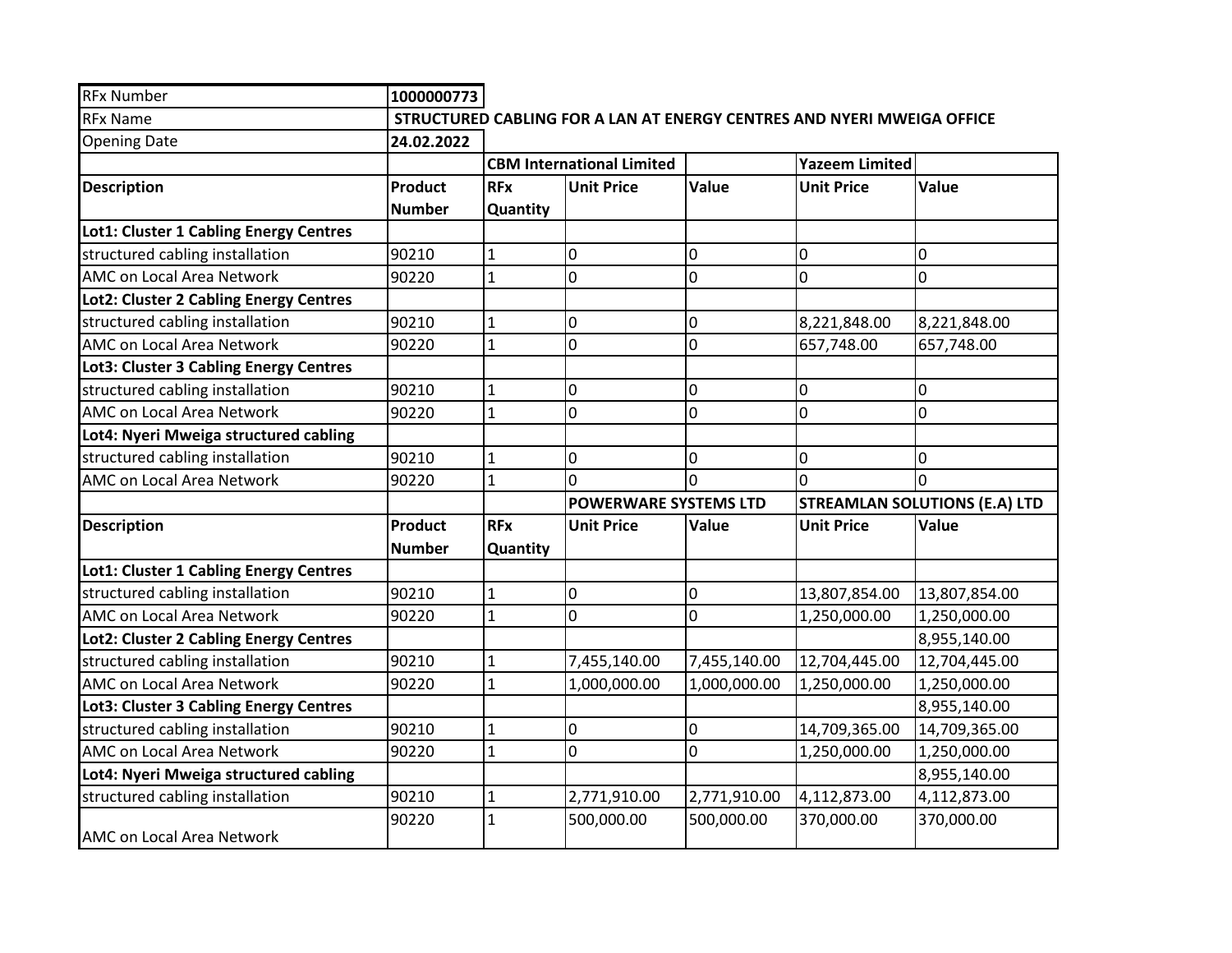| RFx Number | 1000000773 | | | | | |
|---|---|---|---|---|---|---|
| RFx Name | STRUCTURED CABLING FOR A LAN AT ENERGY CENTRES AND NYERI MWEIGA OFFICE | | | | | |
| Opening Date | 24.02.2022 | | | | | |
| | | CBM International Limited | | | Yazeem Limited | |
| **Description** | **Product Number** | **RFx Quantity** | **Unit Price** | **Value** | **Unit Price** | **Value** |
| **Lot1: Cluster 1 Cabling Energy Centres** | | | | | | |
| structured cabling installation | 90210 | 1 | 0 | 0 | 0 | 0 |
| AMC on Local Area Network | 90220 | 1 | 0 | 0 | 0 | 0 |
| **Lot2: Cluster 2 Cabling Energy Centres** | | | | | | |
| structured cabling installation | 90210 | 1 | 0 | 0 | 8,221,848.00 | 8,221,848.00 |
| AMC on Local Area Network | 90220 | 1 | 0 | 0 | 657,748.00 | 657,748.00 |
| **Lot3: Cluster 3 Cabling Energy Centres** | | | | | | |
| structured cabling installation | 90210 | 1 | 0 | 0 | 0 | 0 |
| AMC on Local Area Network | 90220 | 1 | 0 | 0 | 0 | 0 |
| **Lot4: Nyeri Mweiga structured cabling** | | | | | | |
| structured cabling installation | 90210 | 1 | 0 | 0 | 0 | 0 |
| AMC on Local Area Network | 90220 | 1 | 0 | 0 | 0 | 0 |
| | | | POWERWARE SYSTEMS LTD | | STREAMLAN SOLUTIONS (E.A) LTD | |
| **Description** | **Product Number** | **RFx Quantity** | **Unit Price** | **Value** | **Unit Price** | **Value** |
| **Lot1: Cluster 1 Cabling Energy Centres** | | | | | | |
| structured cabling installation | 90210 | 1 | 0 | 0 | 13,807,854.00 | 13,807,854.00 |
| AMC on Local Area Network | 90220 | 1 | 0 | 0 | 1,250,000.00 | 1,250,000.00 |
| **Lot2: Cluster 2 Cabling Energy Centres** | | | | | | 8,955,140.00 |
| structured cabling installation | 90210 | 1 | 7,455,140.00 | 7,455,140.00 | 12,704,445.00 | 12,704,445.00 |
| AMC on Local Area Network | 90220 | 1 | 1,000,000.00 | 1,000,000.00 | 1,250,000.00 | 1,250,000.00 |
| **Lot3: Cluster 3 Cabling Energy Centres** | | | | | | 8,955,140.00 |
| structured cabling installation | 90210 | 1 | 0 | 0 | 14,709,365.00 | 14,709,365.00 |
| AMC on Local Area Network | 90220 | 1 | 0 | 0 | 1,250,000.00 | 1,250,000.00 |
| **Lot4: Nyeri Mweiga structured cabling** | | | | | | 8,955,140.00 |
| structured cabling installation | 90210 | 1 | 2,771,910.00 | 2,771,910.00 | 4,112,873.00 | 4,112,873.00 |
| AMC on Local Area Network | 90220 | 1 | 500,000.00 | 500,000.00 | 370,000.00 | 370,000.00 |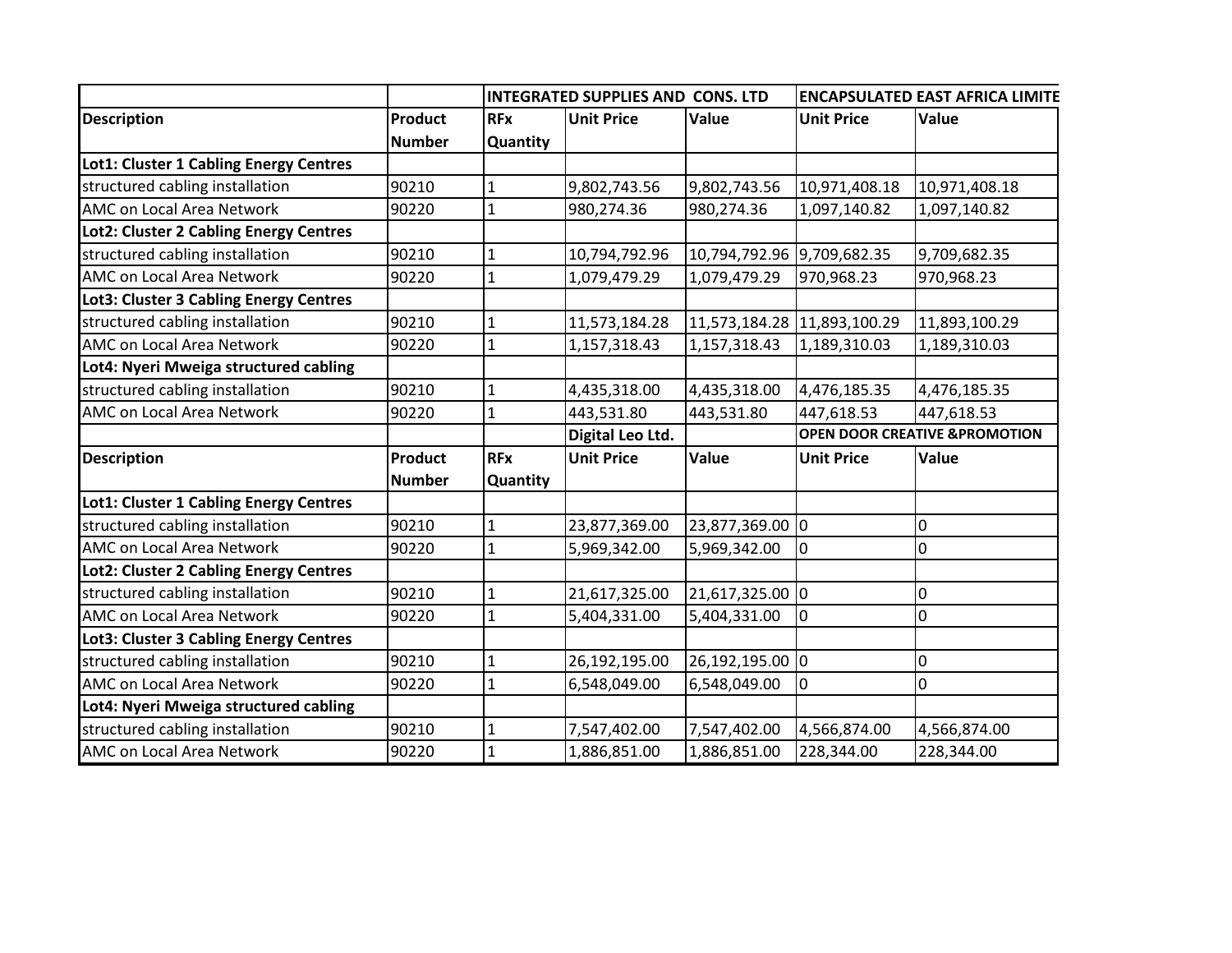| | | | | | | |
|---|---|---|---|---|---|---|
| | | **INTEGRATED SUPPLIES AND CONS. LTD** | | | **ENCAPSULATED EAST AFRICA LIMITE** | |
| **Description** | **Product Number** | **RFx Quantity** | **Unit Price** | **Value** | **Unit Price** | **Value** |
| **Lot1: Cluster 1 Cabling Energy Centres** | | | | | | |
| structured cabling installation | 90210 | 1 | 9,802,743.56 | 9,802,743.56 | 10,971,408.18 | 10,971,408.18 |
| AMC on Local Area Network | 90220 | 1 | 980,274.36 | 980,274.36 | 1,097,140.82 | 1,097,140.82 |
| **Lot2: Cluster 2 Cabling Energy Centres** | | | | | | |
| structured cabling installation | 90210 | 1 | 10,794,792.96 | 10,794,792.96 | 9,709,682.35 | 9,709,682.35 |
| AMC on Local Area Network | 90220 | 1 | 1,079,479.29 | 1,079,479.29 | 970,968.23 | 970,968.23 |
| **Lot3: Cluster 3 Cabling Energy Centres** | | | | | | |
| structured cabling installation | 90210 | 1 | 11,573,184.28 | 11,573,184.28 | 11,893,100.29 | 11,893,100.29 |
| AMC on Local Area Network | 90220 | 1 | 1,157,318.43 | 1,157,318.43 | 1,189,310.03 | 1,189,310.03 |
| **Lot4: Nyeri Mweiga structured cabling** | | | | | | |
| structured cabling installation | 90210 | 1 | 4,435,318.00 | 4,435,318.00 | 4,476,185.35 | 4,476,185.35 |
| AMC on Local Area Network | 90220 | 1 | 443,531.80 | 443,531.80 | 447,618.53 | 447,618.53 |
| | | | **Digital Leo Ltd.** | | **OPEN DOOR CREATIVE &PROMOTION** | |
| **Description** | **Product Number** | **RFx Quantity** | **Unit Price** | **Value** | **Unit Price** | **Value** |
| **Lot1: Cluster 1 Cabling Energy Centres** | | | | | | |
| structured cabling installation | 90210 | 1 | 23,877,369.00 | 23,877,369.00 | 0 | 0 |
| AMC on Local Area Network | 90220 | 1 | 5,969,342.00 | 5,969,342.00 | 0 | 0 |
| **Lot2: Cluster 2 Cabling Energy Centres** | | | | | | |
| structured cabling installation | 90210 | 1 | 21,617,325.00 | 21,617,325.00 | 0 | 0 |
| AMC on Local Area Network | 90220 | 1 | 5,404,331.00 | 5,404,331.00 | 0 | 0 |
| **Lot3: Cluster 3 Cabling Energy Centres** | | | | | | |
| structured cabling installation | 90210 | 1 | 26,192,195.00 | 26,192,195.00 | 0 | 0 |
| AMC on Local Area Network | 90220 | 1 | 6,548,049.00 | 6,548,049.00 | 0 | 0 |
| **Lot4: Nyeri Mweiga structured cabling** | | | | | | |
| structured cabling installation | 90210 | 1 | 7,547,402.00 | 7,547,402.00 | 4,566,874.00 | 4,566,874.00 |
| AMC on Local Area Network | 90220 | 1 | 1,886,851.00 | 1,886,851.00 | 228,344.00 | 228,344.00 |